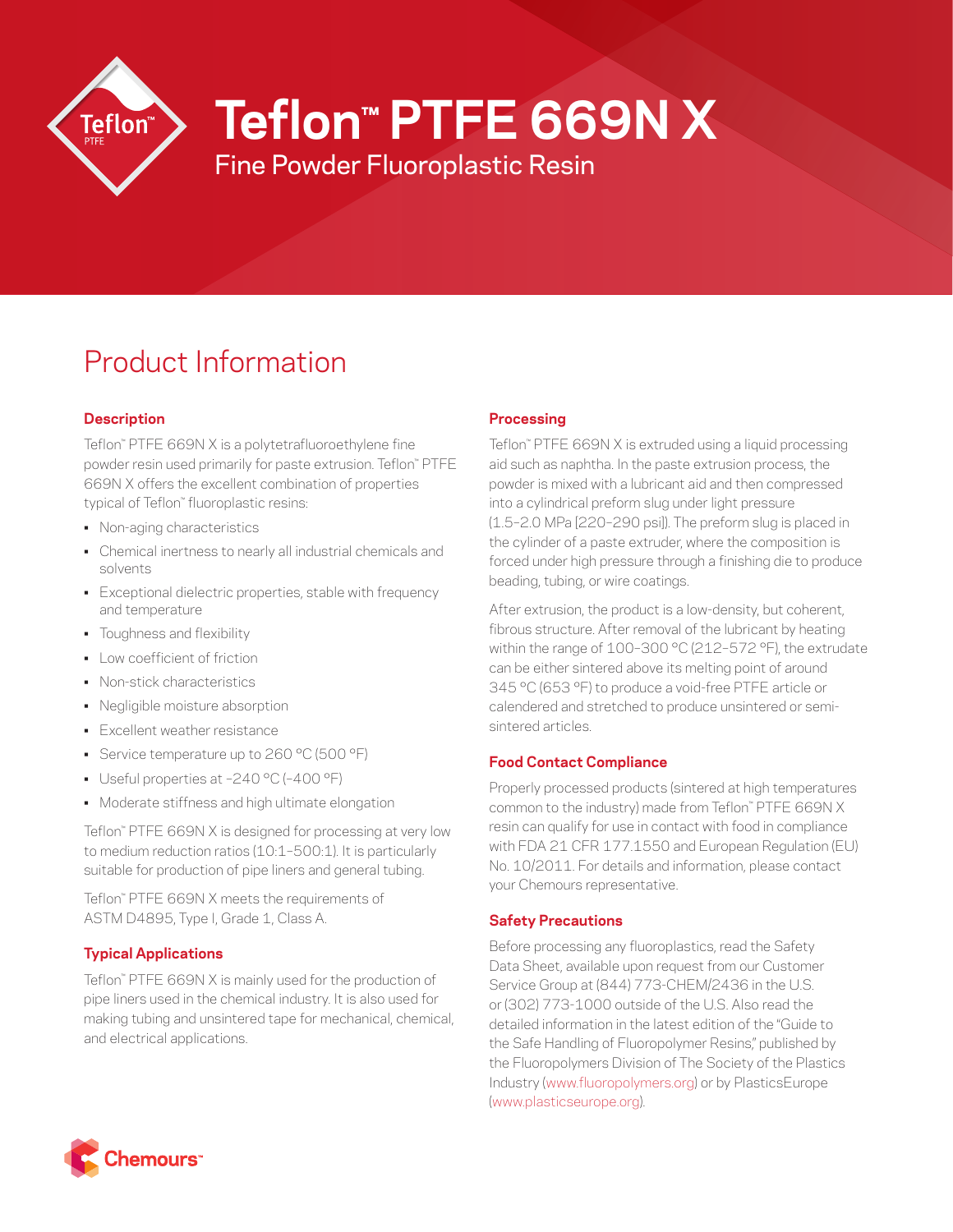# Teflon™ PTFE 669N X

Fine Powder Fluoroplastic Resin

## Product Information

### Description

Teflon™ PTFE 669N X is a polytetrafluoroethylene fine powder resin used primarily for paste extrusion. Teflon™ PTFE 669N X offers the excellent combination of properties typical of Teflon™ fluoroplastic resins:

- Non-aging characteristics
- Chemical inertness to nearly all industrial chemicals and solvents
- Exceptional dielectric properties, stable with frequency and temperature
- Toughness and flexibility
- Low coefficient of friction
- Non-stick characteristics
- Negligible moisture absorption
- Excellent weather resistance
- Service temperature up to 260 °C (500 °F)
- Useful properties at –240 °C (–400 °F)
- Moderate stiffness and high ultimate elongation

Teflon™ PTFE 669N X is designed for processing at very low to medium reduction ratios (10:1–500:1). It is particularly suitable for production of pipe liners and general tubing.

Teflon™ PTFE 669N X meets the requirements of ASTM D4895, Type I, Grade 1, Class A.

### Typical Applications

Teflon™ PTFE 669N X is mainly used for the production of pipe liners used in the chemical industry. It is also used for making tubing and unsintered tape for mechanical, chemical, and electrical applications.

### Processing

Teflon™ PTFE 669N X is extruded using a liquid processing aid such as naphtha. In the paste extrusion process, the powder is mixed with a lubricant aid and then compressed into a cylindrical preform slug under light pressure (1.5–2.0 MPa [220–290 psi]). The preform slug is placed in the cylinder of a paste extruder, where the composition is forced under high pressure through a finishing die to produce beading, tubing, or wire coatings.

After extrusion, the product is a low-density, but coherent, fibrous structure. After removal of the lubricant by heating within the range of 100–300 °C (212–572 °F), the extrudate can be either sintered above its melting point of around 345 °C (653 °F) to produce a void-free PTFE article or calendered and stretched to produce unsintered or semi-sintered articles.

### Food Contact Compliance

Properly processed products (sintered at high temperatures common to the industry) made from Teflon™ PTFE 669N X resin can qualify for use in contact with food in compliance with FDA 21 CFR 177.1550 and European Regulation (EU) No. 10/2011. For details and information, please contact your Chemours representative.

### Safety Precautions

Before processing any fluoroplastics, read the Safety Data Sheet, available upon request from our Customer Service Group at (844) 773-CHEM/2436 in the U.S. or (302) 773-1000 outside of the U.S. Also read the detailed information in the latest edition of the "Guide to the Safe Handling of Fluoropolymer Resins," published by the Fluoropolymers Division of The Society of the Plastics Industry (www.fluoropolymers.org) or by PlasticsEurope (www.plasticseurope.org).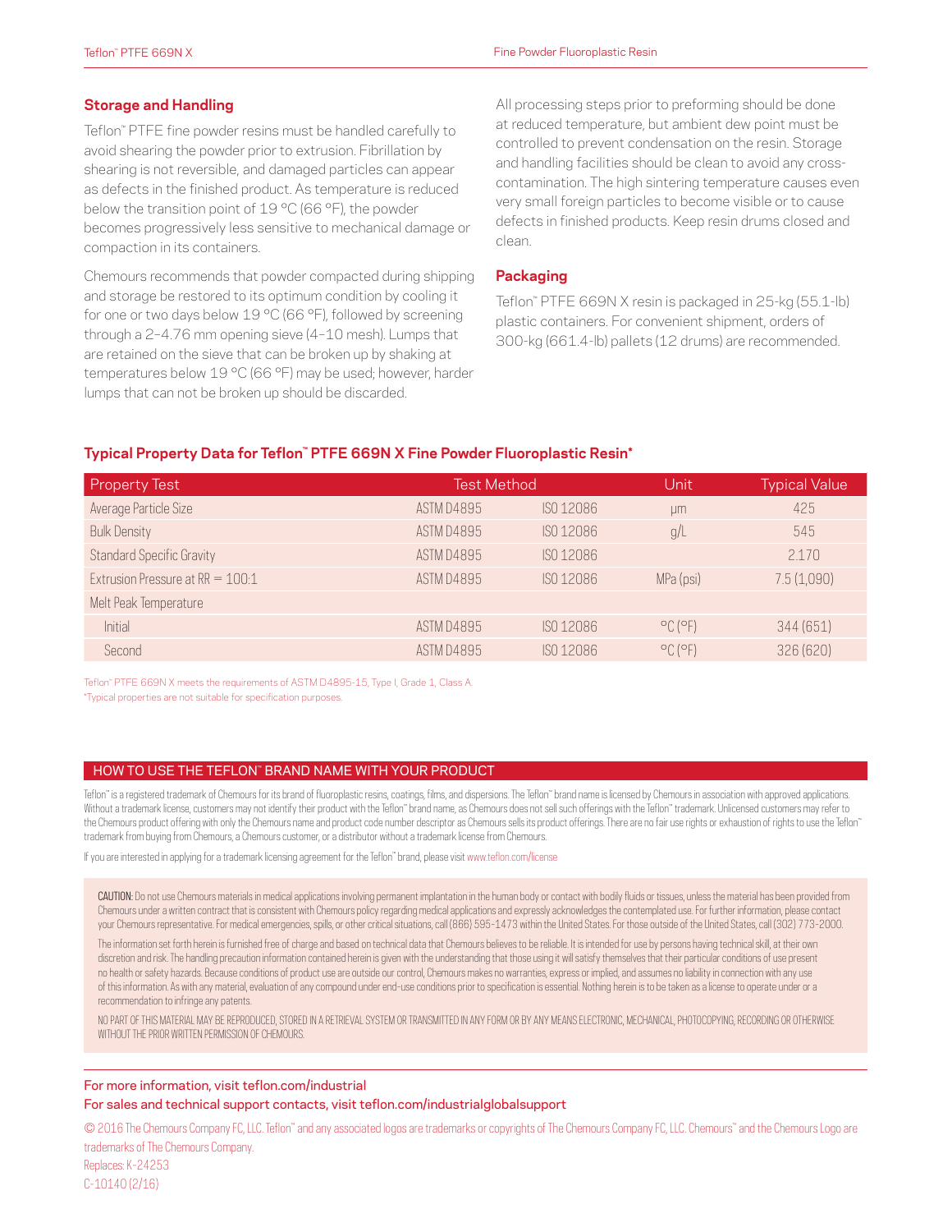## Storage and Handling

Teflon™ PTFE fine powder resins must be handled carefully to avoid shearing the powder prior to extrusion. Fibrillation by shearing is not reversible, and damaged particles can appear as defects in the finished product. As temperature is reduced below the transition point of 19 °C (66 °F), the powder becomes progressively less sensitive to mechanical damage or compaction in its containers.

Chemours recommends that powder compacted during shipping and storage be restored to its optimum condition by cooling it for one or two days below 19 °C (66 °F), followed by screening through a 2–4.76 mm opening sieve (4–10 mesh). Lumps that are retained on the sieve that can be broken up by shaking at temperatures below 19 °C (66 °F) may be used; however, harder lumps that can not be broken up should be discarded.

All processing steps prior to preforming should be done at reduced temperature, but ambient dew point must be controlled to prevent condensation on the resin. Storage and handling facilities should be clean to avoid any cross-contamination. The high sintering temperature causes even very small foreign particles to become visible or to cause defects in finished products. Keep resin drums closed and clean.

## Packaging

Teflon™ PTFE 669N X resin is packaged in 25-kg (55.1-lb) plastic containers. For convenient shipment, orders of 300-kg (661.4-lb) pallets (12 drums) are recommended.

## Typical Property Data for Teflon™ PTFE 669N X Fine Powder Fluoroplastic Resin*

| Property Test | Test Method | | Unit | Typical Value |
|---|---|---|---|---|
| Average Particle Size | ASTM D4895 | ISO 12086 | µm | 425 |
| Bulk Density | ASTM D4895 | ISO 12086 | g/L | 545 |
| Standard Specific Gravity | ASTM D4895 | ISO 12086 | | 2.170 |
| Extrusion Pressure at RR = 100:1 | ASTM D4895 | ISO 12086 | MPa (psi) | 7.5 (1,090) |
| Melt Peak Temperature | | | | |
| Initial | ASTM D4895 | ISO 12086 | °C (°F) | 344 (651) |
| Second | ASTM D4895 | ISO 12086 | °C (°F) | 326 (620) |

Teflon™ PTFE 669N X meets the requirements of ASTM D4895-15, Type I, Grade 1, Class A.
*Typical properties are not suitable for specification purposes.

## HOW TO USE THE TEFLON™ BRAND NAME WITH YOUR PRODUCT

Teflon™ is a registered trademark of Chemours for its brand of fluoroplastic resins, coatings, films, and dispersions. The Teflon™ brand name is licensed by Chemours in association with approved applications. Without a trademark license, customers may not identify their product with the Teflon™ brand name, as Chemours does not sell such offerings with the Teflon™ trademark. Unlicensed customers may refer to the Chemours product offering with only the Chemours name and product code number descriptor as Chemours sells its product offerings. There are no fair use rights or exhaustion of rights to use the Teflon™ trademark from buying from Chemours, a Chemours customer, or a distributor without a trademark license from Chemours.

If you are interested in applying for a trademark licensing agreement for the Teflon™ brand, please visit www.teflon.com/license

CAUTION: Do not use Chemours materials in medical applications involving permanent implantation in the human body or contact with bodily fluids or tissues, unless the material has been provided from Chemours under a written contract that is consistent with Chemours policy regarding medical applications and expressly acknowledges the contemplated use. For further information, please contact your Chemours representative. For medical emergencies, spills, or other critical situations, call (866) 595-1473 within the United States. For those outside of the United States, call (302) 773-2000.

The information set forth herein is furnished free of charge and based on technical data that Chemours believes to be reliable. It is intended for use by persons having technical skill, at their own discretion and risk. The handling precaution information contained herein is given with the understanding that those using it will satisfy themselves that their particular conditions of use present no health or safety hazards. Because conditions of product use are outside our control, Chemours makes no warranties, express or implied, and assumes no liability in connection with any use of this information. As with any material, evaluation of any compound under end-use conditions prior to specification is essential. Nothing herein is to be taken as a license to operate under or a recommendation to infringe any patents.

NO PART OF THIS MATERIAL MAY BE REPRODUCED, STORED IN A RETRIEVAL SYSTEM OR TRANSMITTED IN ANY FORM OR BY ANY MEANS ELECTRONIC, MECHANICAL, PHOTOCOPYING, RECORDING OR OTHERWISE WITHOUT THE PRIOR WRITTEN PERMISSION OF CHEMOURS.

For more information, visit teflon.com/industrial
For sales and technical support contacts, visit teflon.com/industrialglobalsupport

© 2016 The Chemours Company FC, LLC. Teflon™ and any associated logos are trademarks or copyrights of The Chemours Company FC, LLC. Chemours™ and the Chemours Logo are trademarks of The Chemours Company.
Replaces: K-24253
C-10140 (2/16)